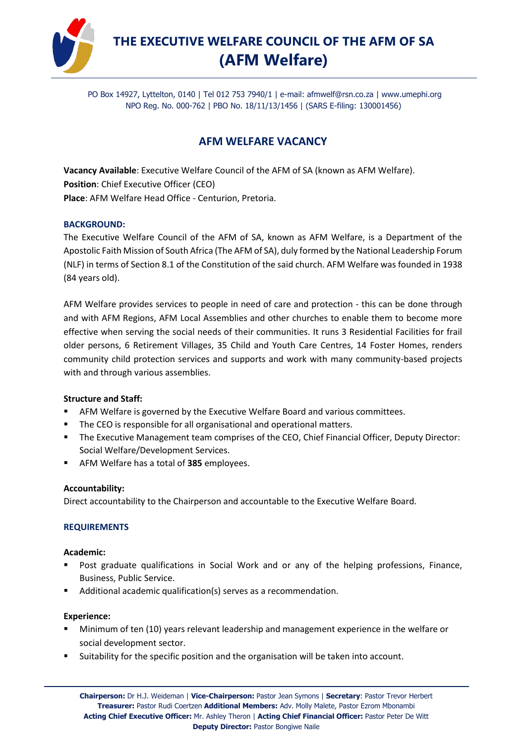# THE EXECUTIVE WELFARE COUNCIL OF THE AFM OF SA
# (AFM Welfare)

PO Box 14927, Lyttelton, 0140 | Tel 012 753 7940/1 | e-mail: afmwelf@rsn.co.za | www.umephi.org
NPO Reg. No. 000-762 | PBO No. 18/11/13/1456 | (SARS E-filing: 130001456)

## AFM WELFARE VACANCY

**Vacancy Available**: Executive Welfare Council of the AFM of SA (known as AFM Welfare).
**Position**: Chief Executive Officer (CEO)
**Place**: AFM Welfare Head Office - Centurion, Pretoria.

### BACKGROUND:

The Executive Welfare Council of the AFM of SA, known as AFM Welfare, is a Department of the Apostolic Faith Mission of South Africa (The AFM of SA), duly formed by the National Leadership Forum (NLF) in terms of Section 8.1 of the Constitution of the said church. AFM Welfare was founded in 1938 (84 years old).

AFM Welfare provides services to people in need of care and protection - this can be done through and with AFM Regions, AFM Local Assemblies and other churches to enable them to become more effective when serving the social needs of their communities. It runs 3 Residential Facilities for frail older persons, 6 Retirement Villages, 35 Child and Youth Care Centres, 14 Foster Homes, renders community child protection services and supports and work with many community-based projects with and through various assemblies.

**Structure and Staff:**

- AFM Welfare is governed by the Executive Welfare Board and various committees.
- The CEO is responsible for all organisational and operational matters.
- The Executive Management team comprises of the CEO, Chief Financial Officer, Deputy Director: Social Welfare/Development Services.
- AFM Welfare has a total of **385** employees.

**Accountability:**

Direct accountability to the Chairperson and accountable to the Executive Welfare Board.

### REQUIREMENTS

**Academic:**

- Post graduate qualifications in Social Work and or any of the helping professions, Finance, Business, Public Service.
- Additional academic qualification(s) serves as a recommendation.

**Experience:**

- Minimum of ten (10) years relevant leadership and management experience in the welfare or social development sector.
- Suitability for the specific position and the organisation will be taken into account.

**Chairperson:** Dr H.J. Weideman | **Vice-Chairperson:** Pastor Jean Symons | **Secretary**: Pastor Trevor Herbert
**Treasurer:** Pastor Rudi Coertzen **Additional Members:** Adv. Molly Malete, Pastor Ezrom Mbonambi
**Acting Chief Executive Officer:** Mr. Ashley Theron | **Acting Chief Financial Officer:** Pastor Peter De Witt
**Deputy Director:** Pastor Bongiwe Naile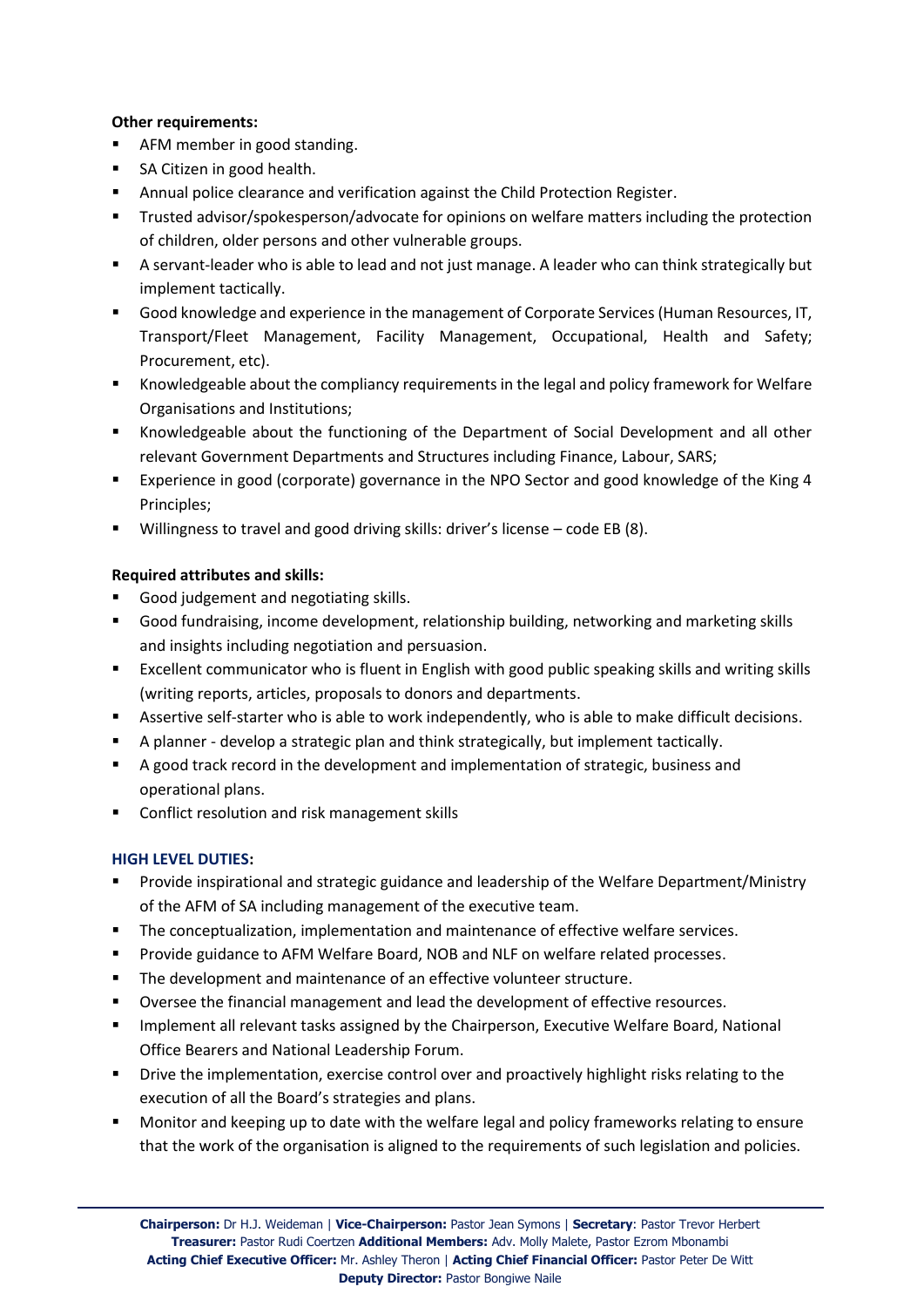**Other requirements:**

- AFM member in good standing.
- SA Citizen in good health.
- Annual police clearance and verification against the Child Protection Register.
- Trusted advisor/spokesperson/advocate for opinions on welfare matters including the protection of children, older persons and other vulnerable groups.
- A servant-leader who is able to lead and not just manage. A leader who can think strategically but implement tactically.
- Good knowledge and experience in the management of Corporate Services (Human Resources, IT, Transport/Fleet Management, Facility Management, Occupational, Health and Safety; Procurement, etc).
- Knowledgeable about the compliancy requirements in the legal and policy framework for Welfare Organisations and Institutions;
- Knowledgeable about the functioning of the Department of Social Development and all other relevant Government Departments and Structures including Finance, Labour, SARS;
- Experience in good (corporate) governance in the NPO Sector and good knowledge of the King 4 Principles;
- Willingness to travel and good driving skills: driver's license – code EB (8).

**Required attributes and skills:**

- Good judgement and negotiating skills.
- Good fundraising, income development, relationship building, networking and marketing skills and insights including negotiation and persuasion.
- Excellent communicator who is fluent in English with good public speaking skills and writing skills (writing reports, articles, proposals to donors and departments.
- Assertive self-starter who is able to work independently, who is able to make difficult decisions.
- A planner - develop a strategic plan and think strategically, but implement tactically.
- A good track record in the development and implementation of strategic, business and operational plans.
- Conflict resolution and risk management skills

**HIGH LEVEL DUTIES:**

- Provide inspirational and strategic guidance and leadership of the Welfare Department/Ministry of the AFM of SA including management of the executive team.
- The conceptualization, implementation and maintenance of effective welfare services.
- Provide guidance to AFM Welfare Board, NOB and NLF on welfare related processes.
- The development and maintenance of an effective volunteer structure.
- Oversee the financial management and lead the development of effective resources.
- Implement all relevant tasks assigned by the Chairperson, Executive Welfare Board, National Office Bearers and National Leadership Forum.
- Drive the implementation, exercise control over and proactively highlight risks relating to the execution of all the Board's strategies and plans.
- Monitor and keeping up to date with the welfare legal and policy frameworks relating to ensure that the work of the organisation is aligned to the requirements of such legislation and policies.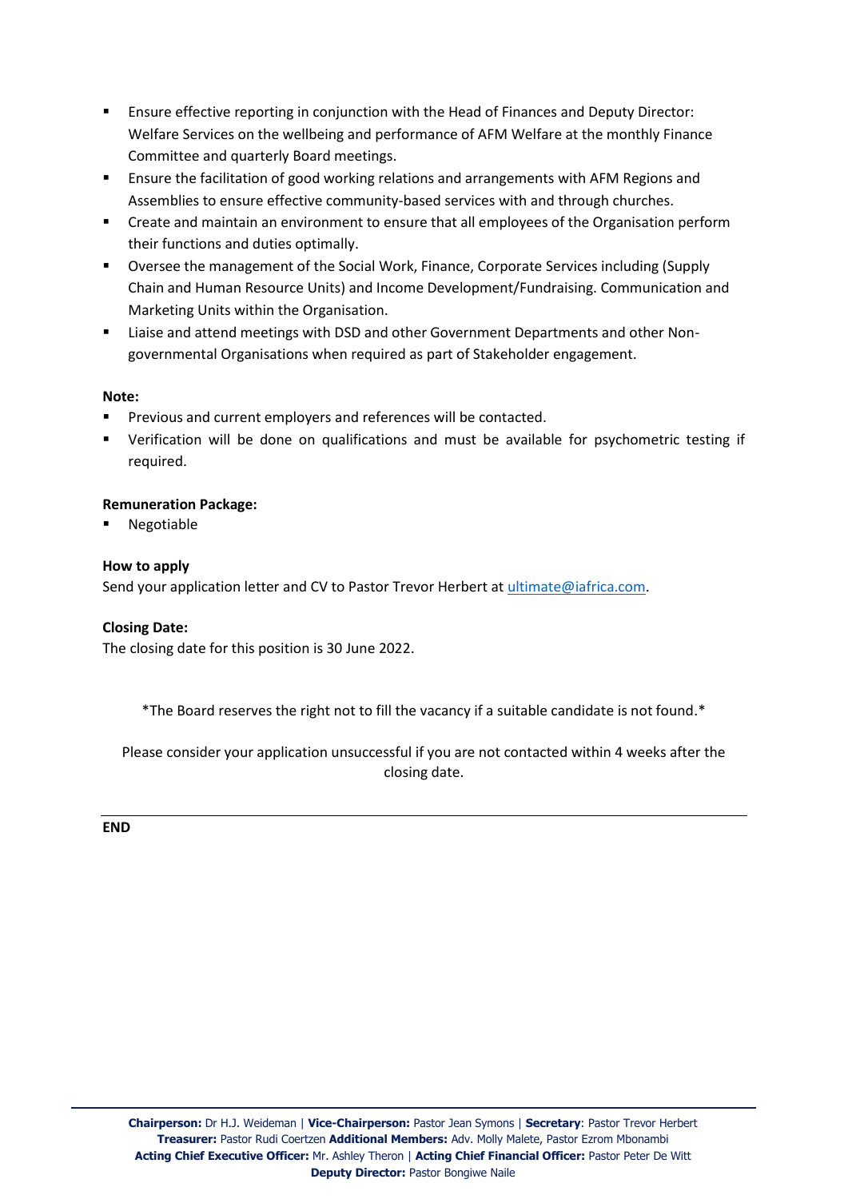- Ensure effective reporting in conjunction with the Head of Finances and Deputy Director: Welfare Services on the wellbeing and performance of AFM Welfare at the monthly Finance Committee and quarterly Board meetings.
- Ensure the facilitation of good working relations and arrangements with AFM Regions and Assemblies to ensure effective community-based services with and through churches.
- Create and maintain an environment to ensure that all employees of the Organisation perform their functions and duties optimally.
- Oversee the management of the Social Work, Finance, Corporate Services including (Supply Chain and Human Resource Units) and Income Development/Fundraising. Communication and Marketing Units within the Organisation.
- Liaise and attend meetings with DSD and other Government Departments and other Non-governmental Organisations when required as part of Stakeholder engagement.

**Note:**

- Previous and current employers and references will be contacted.
- Verification will be done on qualifications and must be available for psychometric testing if required.

**Remuneration Package:**

- Negotiable

**How to apply**

Send your application letter and CV to Pastor Trevor Herbert at ultimate@iafrica.com.

**Closing Date:**

The closing date for this position is 30 June 2022.

*The Board reserves the right not to fill the vacancy if a suitable candidate is not found.*

Please consider your application unsuccessful if you are not contacted within 4 weeks after the closing date.

---

**END**

**Chairperson:** Dr H.J. Weideman | **Vice-Chairperson:** Pastor Jean Symons | **Secretary**: Pastor Trevor Herbert
**Treasurer:** Pastor Rudi Coertzen **Additional Members:** Adv. Molly Malete, Pastor Ezrom Mbonambi
**Acting Chief Executive Officer:** Mr. Ashley Theron | **Acting Chief Financial Officer:** Pastor Peter De Witt
**Deputy Director:** Pastor Bongiwe Naile